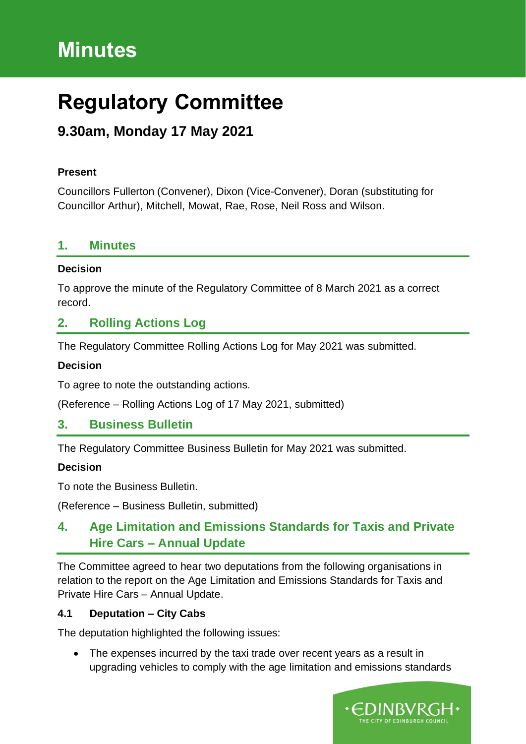# Minutes

# Regulatory Committee

## 9.30am, Monday 17 May 2021

**Present**

Councillors Fullerton (Convener), Dixon (Vice-Convener), Doran (substituting for Councillor Arthur), Mitchell, Mowat, Rae, Rose, Neil Ross and Wilson.

## 1. Minutes

**Decision**

To approve the minute of the Regulatory Committee of 8 March 2021 as a correct record.

## 2. Rolling Actions Log

The Regulatory Committee Rolling Actions Log for May 2021 was submitted.

**Decision**

To agree to note the outstanding actions.

(Reference – Rolling Actions Log of 17 May 2021, submitted)

## 3. Business Bulletin

The Regulatory Committee Business Bulletin for May 2021 was submitted.

**Decision**

To note the Business Bulletin.

(Reference – Business Bulletin, submitted)

## 4. Age Limitation and Emissions Standards for Taxis and Private Hire Cars – Annual Update

The Committee agreed to hear two deputations from the following organisations in relation to the report on the Age Limitation and Emissions Standards for Taxis and Private Hire Cars – Annual Update.

### 4.1 Deputation – City Cabs

The deputation highlighted the following issues:

- The expenses incurred by the taxi trade over recent years as a result in upgrading vehicles to comply with the age limitation and emissions standards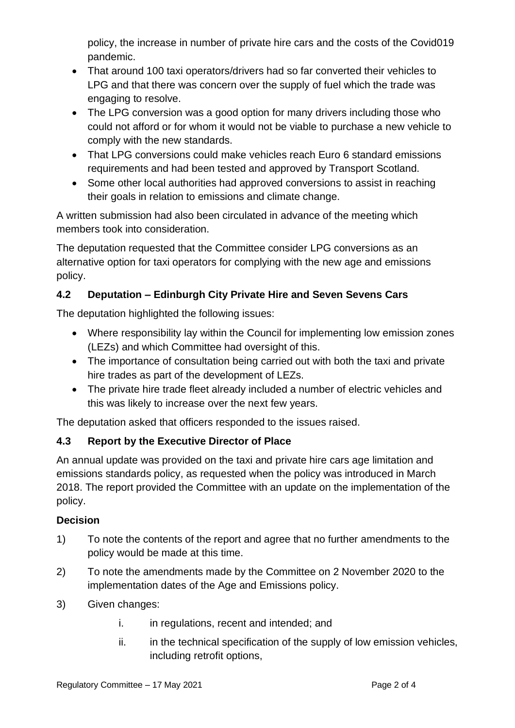policy, the increase in number of private hire cars and the costs of the Covid019 pandemic.

- That around 100 taxi operators/drivers had so far converted their vehicles to LPG and that there was concern over the supply of fuel which the trade was engaging to resolve.
- The LPG conversion was a good option for many drivers including those who could not afford or for whom it would not be viable to purchase a new vehicle to comply with the new standards.
- That LPG conversions could make vehicles reach Euro 6 standard emissions requirements and had been tested and approved by Transport Scotland.
- Some other local authorities had approved conversions to assist in reaching their goals in relation to emissions and climate change.

A written submission had also been circulated in advance of the meeting which members took into consideration.

The deputation requested that the Committee consider LPG conversions as an alternative option for taxi operators for complying with the new age and emissions policy.

### 4.2 Deputation – Edinburgh City Private Hire and Seven Sevens Cars

The deputation highlighted the following issues:

- Where responsibility lay within the Council for implementing low emission zones (LEZs) and which Committee had oversight of this.
- The importance of consultation being carried out with both the taxi and private hire trades as part of the development of LEZs.
- The private hire trade fleet already included a number of electric vehicles and this was likely to increase over the next few years.

The deputation asked that officers responded to the issues raised.

### 4.3 Report by the Executive Director of Place

An annual update was provided on the taxi and private hire cars age limitation and emissions standards policy, as requested when the policy was introduced in March 2018. The report provided the Committee with an update on the implementation of the policy.

**Decision**

1) To note the contents of the report and agree that no further amendments to the policy would be made at this time.

2) To note the amendments made by the Committee on 2 November 2020 to the implementation dates of the Age and Emissions policy.

3) Given changes:

    i. in regulations, recent and intended; and

    ii. in the technical specification of the supply of low emission vehicles, including retrofit options,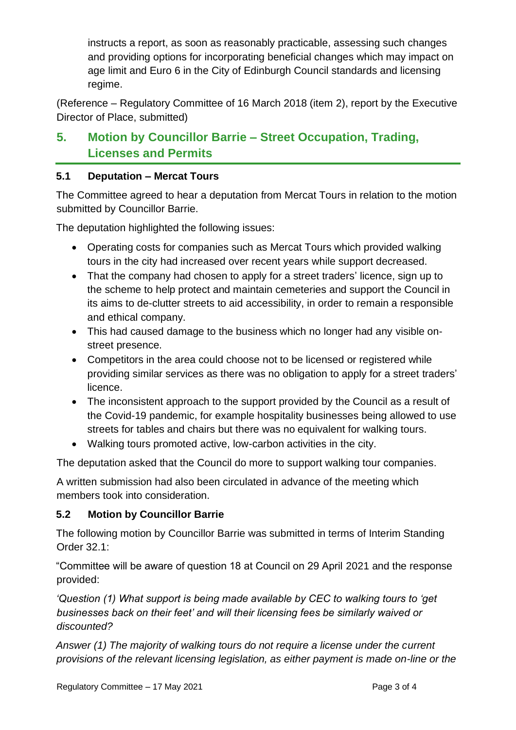instructs a report, as soon as reasonably practicable, assessing such changes and providing options for incorporating beneficial changes which may impact on age limit and Euro 6 in the City of Edinburgh Council standards and licensing regime.

(Reference – Regulatory Committee of 16 March 2018 (item 2), report by the Executive Director of Place, submitted)

## 5. Motion by Councillor Barrie – Street Occupation, Trading, Licenses and Permits

### 5.1 Deputation – Mercat Tours

The Committee agreed to hear a deputation from Mercat Tours in relation to the motion submitted by Councillor Barrie.

The deputation highlighted the following issues:

- Operating costs for companies such as Mercat Tours which provided walking tours in the city had increased over recent years while support decreased.
- That the company had chosen to apply for a street traders' licence, sign up to the scheme to help protect and maintain cemeteries and support the Council in its aims to de-clutter streets to aid accessibility, in order to remain a responsible and ethical company.
- This had caused damage to the business which no longer had any visible on-street presence.
- Competitors in the area could choose not to be licensed or registered while providing similar services as there was no obligation to apply for a street traders' licence.
- The inconsistent approach to the support provided by the Council as a result of the Covid-19 pandemic, for example hospitality businesses being allowed to use streets for tables and chairs but there was no equivalent for walking tours.
- Walking tours promoted active, low-carbon activities in the city.

The deputation asked that the Council do more to support walking tour companies.

A written submission had also been circulated in advance of the meeting which members took into consideration.

### 5.2 Motion by Councillor Barrie

The following motion by Councillor Barrie was submitted in terms of Interim Standing Order 32.1:

"Committee will be aware of question 18 at Council on 29 April 2021 and the response provided:

*'Question (1) What support is being made available by CEC to walking tours to 'get businesses back on their feet' and will their licensing fees be similarly waived or discounted?*

*Answer (1) The majority of walking tours do not require a license under the current provisions of the relevant licensing legislation, as either payment is made on-line or the*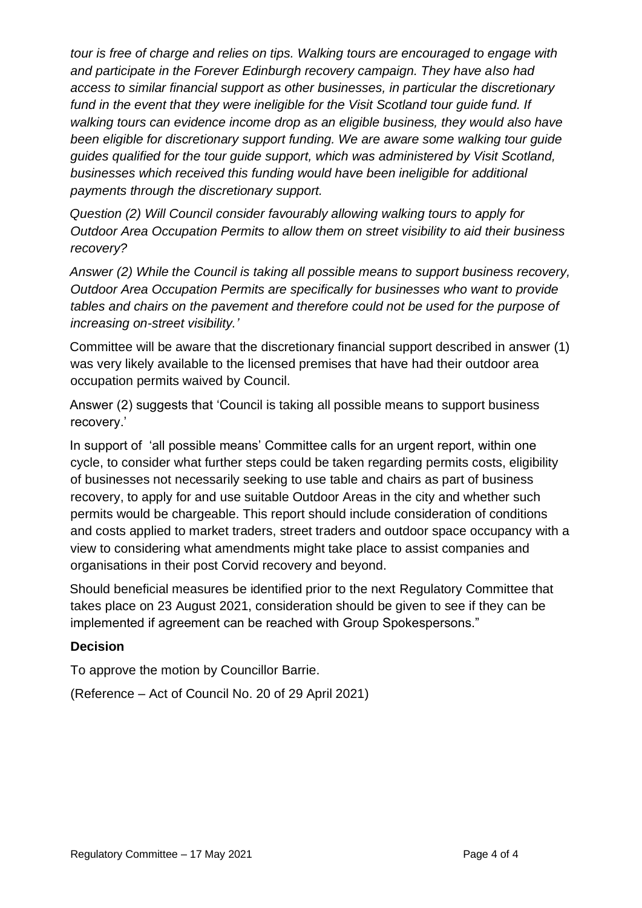*tour is free of charge and relies on tips. Walking tours are encouraged to engage with and participate in the Forever Edinburgh recovery campaign. They have also had access to similar financial support as other businesses, in particular the discretionary fund in the event that they were ineligible for the Visit Scotland tour guide fund. If walking tours can evidence income drop as an eligible business, they would also have been eligible for discretionary support funding. We are aware some walking tour guide guides qualified for the tour guide support, which was administered by Visit Scotland, businesses which received this funding would have been ineligible for additional payments through the discretionary support.*

*Question (2) Will Council consider favourably allowing walking tours to apply for Outdoor Area Occupation Permits to allow them on street visibility to aid their business recovery?*

*Answer (2) While the Council is taking all possible means to support business recovery, Outdoor Area Occupation Permits are specifically for businesses who want to provide tables and chairs on the pavement and therefore could not be used for the purpose of increasing on-street visibility.'*

Committee will be aware that the discretionary financial support described in answer (1) was very likely available to the licensed premises that have had their outdoor area occupation permits waived by Council.

Answer (2) suggests that 'Council is taking all possible means to support business recovery.'

In support of 'all possible means' Committee calls for an urgent report, within one cycle, to consider what further steps could be taken regarding permits costs, eligibility of businesses not necessarily seeking to use table and chairs as part of business recovery, to apply for and use suitable Outdoor Areas in the city and whether such permits would be chargeable. This report should include consideration of conditions and costs applied to market traders, street traders and outdoor space occupancy with a view to considering what amendments might take place to assist companies and organisations in their post Corvid recovery and beyond.

Should beneficial measures be identified prior to the next Regulatory Committee that takes place on 23 August 2021, consideration should be given to see if they can be implemented if agreement can be reached with Group Spokespersons."

**Decision**

To approve the motion by Councillor Barrie.

(Reference – Act of Council No. 20 of 29 April 2021)